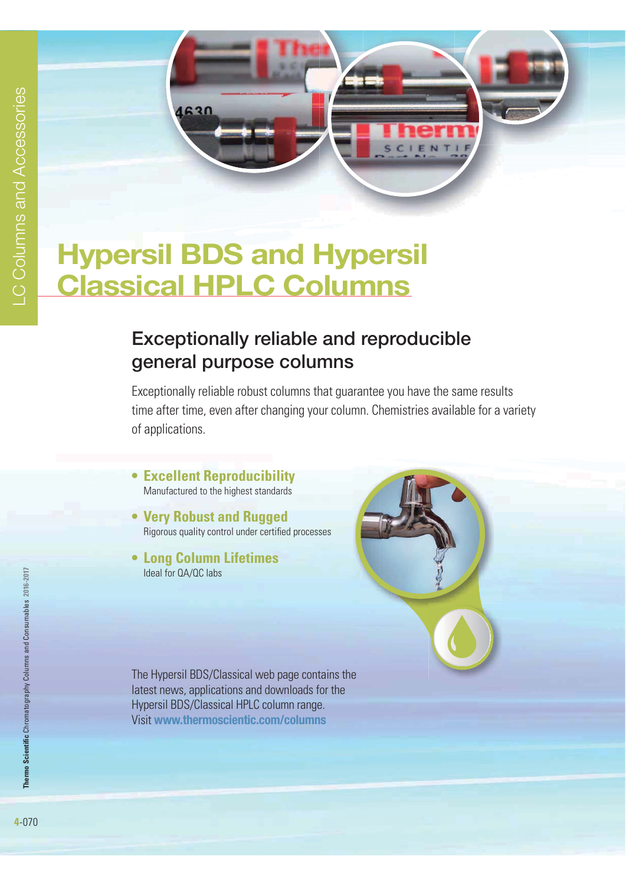# Hypersil BDS and Hypersil Classical HPLC Columns

## Exceptionally reliable and reproducible general purpose columns

Exceptionally reliable robust columns that guarantee you have the same results time after time, even after changing your column. Chemistries available for a variety of applications.

- **Excellent Reproducibility**
  Manufactured to the highest standards
- **Very Robust and Rugged**
  Rigorous quality control under certified processes
- **Long Column Lifetimes**
  Ideal for QA/QC labs

The Hypersil BDS/Classical web page contains the latest news, applications and downloads for the Hypersil BDS/Classical HPLC column range.
Visit **www.thermoscientic.com/columns**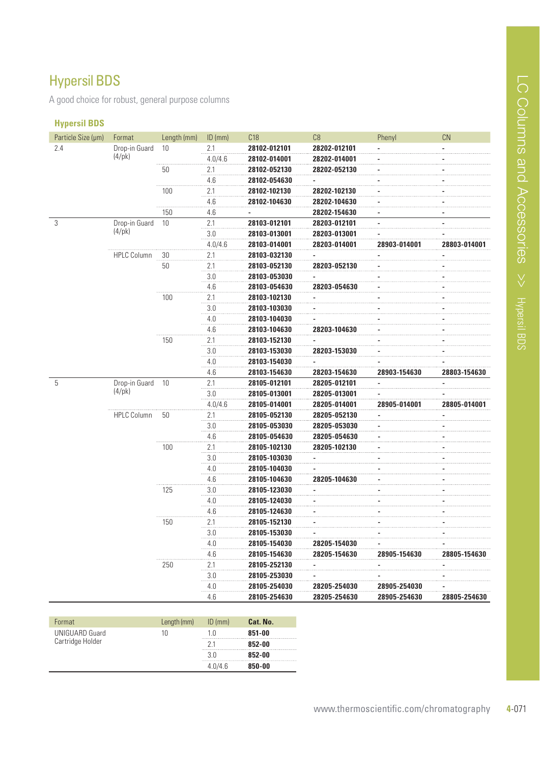# Hypersil BDS

A good choice for robust, general purpose columns

### Hypersil BDS

| Particle Size (µm) | Format | Length (mm) | ID (mm) | C18 | C8 | Phenyl | CN |
|---|---|---|---|---|---|---|---|
| 2.4 | Drop-in Guard (4/pk) | 10 | 2.1 | **28102-012101** | **28202-012101** | - | - |
| | | | 4.0/4.6 | **28102-014001** | **28202-014001** | - | - |
| | | 50 | 2.1 | **28102-052130** | **28202-052130** | - | - |
| | | | 4.6 | **28102-054630** | - | - | - |
| | | 100 | 2.1 | **28102-102130** | **28202-102130** | - | - |
| | | | 4.6 | **28102-104630** | **28202-104630** | - | - |
| | | 150 | 4.6 | - | **28202-154630** | - | - |
| 3 | Drop-in Guard (4/pk) | 10 | 2.1 | **28103-012101** | **28203-012101** | - | - |
| | | | 3.0 | **28103-013001** | **28203-013001** | - | - |
| | | | 4.0/4.6 | **28103-014001** | **28203-014001** | **28903-014001** | **28803-014001** |
| | HPLC Column | 30 | 2.1 | **28103-032130** | - | - | - |
| | | 50 | 2.1 | **28103-052130** | **28203-052130** | - | - |
| | | | 3.0 | **28103-053030** | - | - | - |
| | | | 4.6 | **28103-054630** | **28203-054630** | - | - |
| | | 100 | 2.1 | **28103-102130** | - | - | - |
| | | | 3.0 | **28103-103030** | - | - | - |
| | | | 4.0 | **28103-104030** | - | - | - |
| | | | 4.6 | **28103-104630** | **28203-104630** | - | - |
| | | 150 | 2.1 | **28103-152130** | - | - | - |
| | | | 3.0 | **28103-153030** | **28203-153030** | - | - |
| | | | 4.0 | **28103-154030** | - | - | - |
| | | | 4.6 | **28103-154630** | **28203-154630** | **28903-154630** | **28803-154630** |
| 5 | Drop-in Guard (4/pk) | 10 | 2.1 | **28105-012101** | **28205-012101** | - | - |
| | | | 3.0 | **28105-013001** | **28205-013001** | - | - |
| | | | 4.0/4.6 | **28105-014001** | **28205-014001** | **28905-014001** | **28805-014001** |
| | HPLC Column | 50 | 2.1 | **28105-052130** | **28205-052130** | - | - |
| | | | 3.0 | **28105-053030** | **28205-053030** | - | - |
| | | | 4.6 | **28105-054630** | **28205-054630** | - | - |
| | | 100 | 2.1 | **28105-102130** | **28205-102130** | - | - |
| | | | 3.0 | **28105-103030** | - | - | - |
| | | | 4.0 | **28105-104030** | - | - | - |
| | | | 4.6 | **28105-104630** | **28205-104630** | - | - |
| | | 125 | 3.0 | **28105-123030** | - | - | - |
| | | | 4.0 | **28105-124030** | - | - | - |
| | | | 4.6 | **28105-124630** | - | - | - |
| | | 150 | 2.1 | **28105-152130** | - | - | - |
| | | | 3.0 | **28105-153030** | - | - | - |
| | | | 4.0 | **28105-154030** | **28205-154030** | - | - |
| | | | 4.6 | **28105-154630** | **28205-154630** | **28905-154630** | **28805-154630** |
| | | 250 | 2.1 | **28105-252130** | - | - | - |
| | | | 3.0 | **28105-253030** | - | - | - |
| | | | 4.0 | **28105-254030** | **28205-254030** | **28905-254030** | - |
| | | | 4.6 | **28105-254630** | **28205-254630** | **28905-254630** | **28805-254630** |

| Format | Length (mm) | ID (mm) | Cat. No. |
|---|---|---|---|
| UNIGUARD Guard Cartridge Holder | 10 | 1.0 | **851-00** |
| | | 2.1 | **852-00** |
| | | 3.0 | **852-00** |
| | | 4.0/4.6 | **850-00** |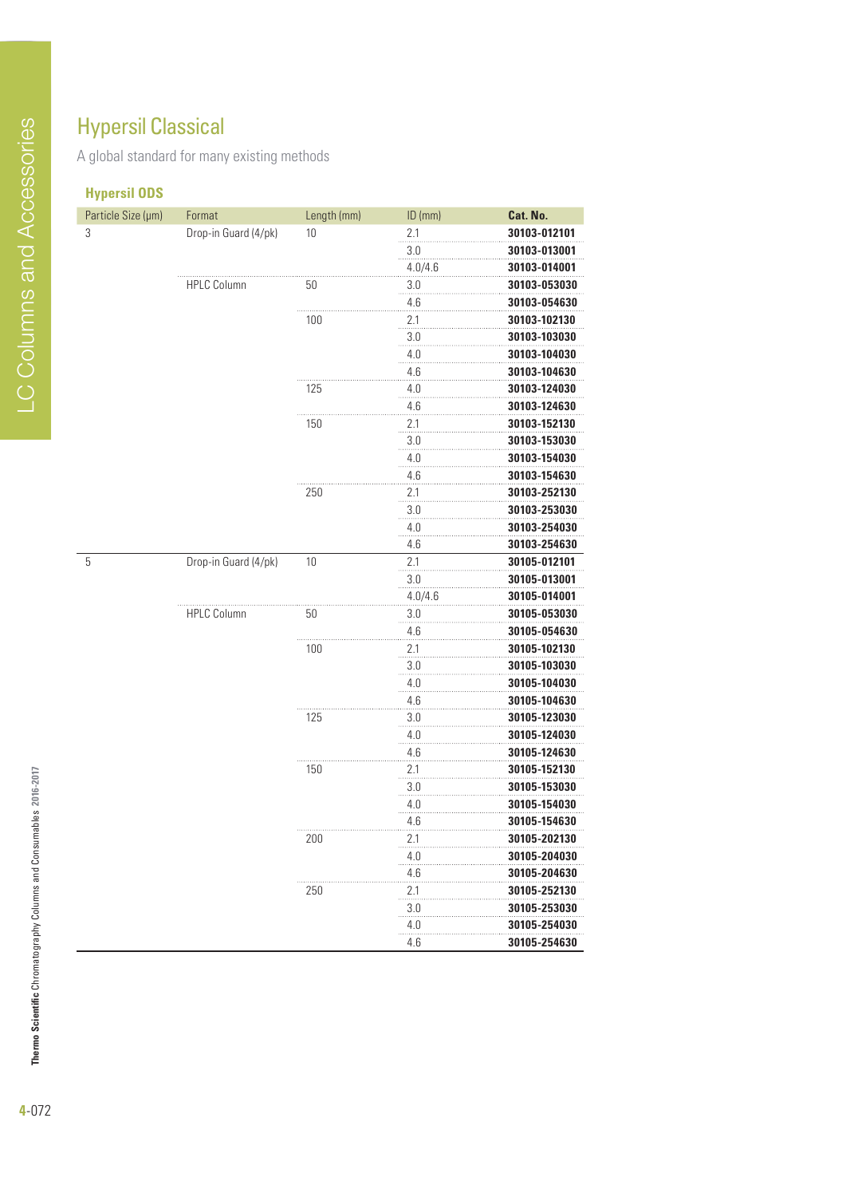# Hypersil Classical

A global standard for many existing methods

### Hypersil ODS

| Particle Size (µm) | Format | Length (mm) | ID (mm) | Cat. No. |
|---|---|---|---|---|
| 3 | Drop-in Guard (4/pk) | 10 | 2.1 | **30103-012101** |
| | | | 3.0 | **30103-013001** |
| | | | 4.0/4.6 | **30103-014001** |
| | HPLC Column | 50 | 3.0 | **30103-053030** |
| | | | 4.6 | **30103-054630** |
| | | 100 | 2.1 | **30103-102130** |
| | | | 3.0 | **30103-103030** |
| | | | 4.0 | **30103-104030** |
| | | | 4.6 | **30103-104630** |
| | | 125 | 4.0 | **30103-124030** |
| | | | 4.6 | **30103-124630** |
| | | 150 | 2.1 | **30103-152130** |
| | | | 3.0 | **30103-153030** |
| | | | 4.0 | **30103-154030** |
| | | | 4.6 | **30103-154630** |
| | | 250 | 2.1 | **30103-252130** |
| | | | 3.0 | **30103-253030** |
| | | | 4.0 | **30103-254030** |
| | | | 4.6 | **30103-254630** |
| 5 | Drop-in Guard (4/pk) | 10 | 2.1 | **30105-012101** |
| | | | 3.0 | **30105-013001** |
| | | | 4.0/4.6 | **30105-014001** |
| | HPLC Column | 50 | 3.0 | **30105-053030** |
| | | | 4.6 | **30105-054630** |
| | | 100 | 2.1 | **30105-102130** |
| | | | 3.0 | **30105-103030** |
| | | | 4.0 | **30105-104030** |
| | | | 4.6 | **30105-104630** |
| | | 125 | 3.0 | **30105-123030** |
| | | | 4.0 | **30105-124030** |
| | | | 4.6 | **30105-124630** |
| | | 150 | 2.1 | **30105-152130** |
| | | | 3.0 | **30105-153030** |
| | | | 4.0 | **30105-154030** |
| | | | 4.6 | **30105-154630** |
| | | 200 | 2.1 | **30105-202130** |
| | | | 4.0 | **30105-204030** |
| | | | 4.6 | **30105-204630** |
| | | 250 | 2.1 | **30105-252130** |
| | | | 3.0 | **30105-253030** |
| | | | 4.0 | **30105-254030** |
| | | | 4.6 | **30105-254630** |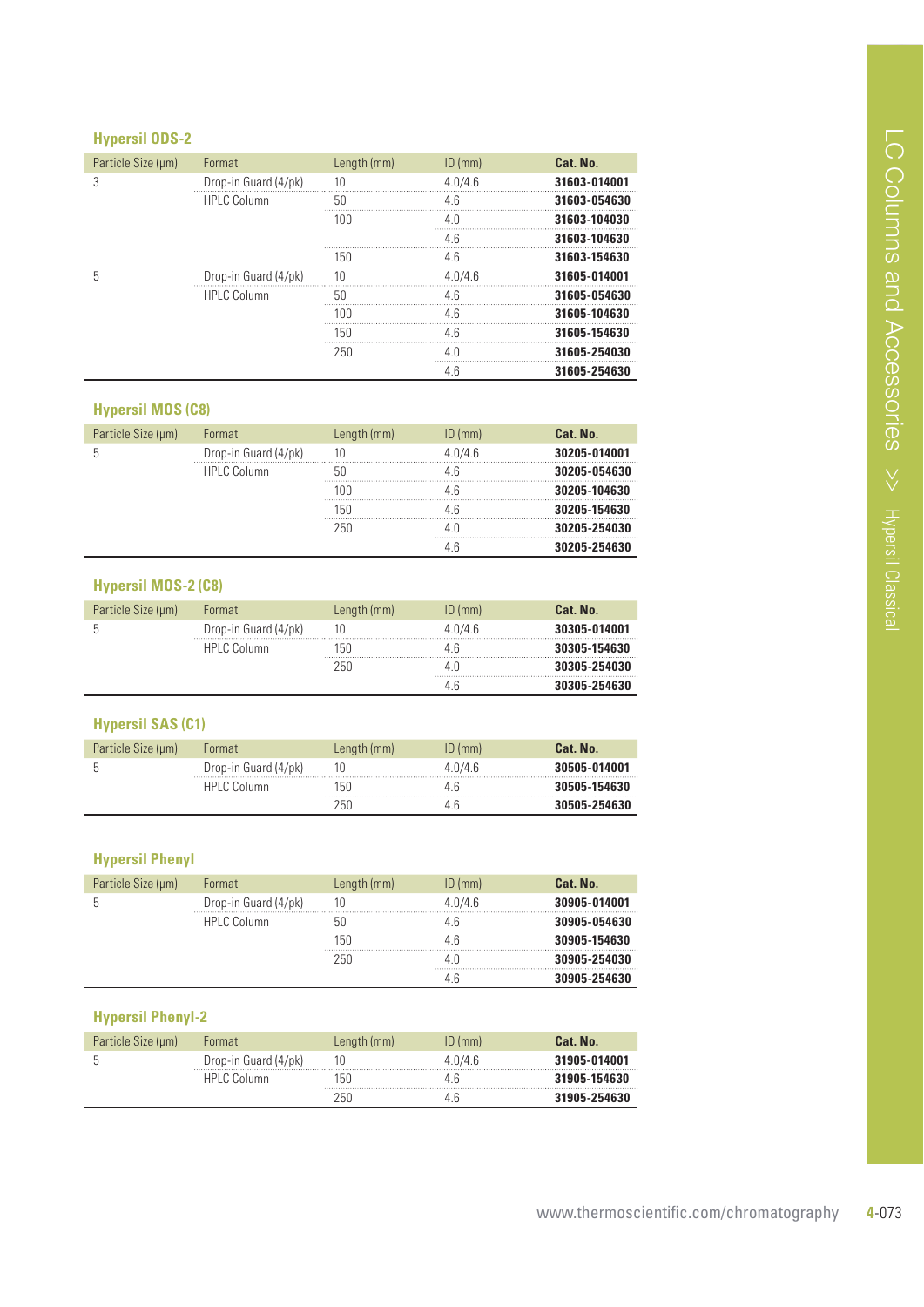### Hypersil ODS-2

| Particle Size (µm) | Format | Length (mm) | ID (mm) | Cat. No. |
| --- | --- | --- | --- | --- |
| 3 | Drop-in Guard (4/pk) | 10 | 4.0/4.6 | **31603-014001** |
| | HPLC Column | 50 | 4.6 | **31603-054630** |
| | | 100 | 4.0 | **31603-104030** |
| | | | 4.6 | **31603-104630** |
| | | 150 | 4.6 | **31603-154630** |
| 5 | Drop-in Guard (4/pk) | 10 | 4.0/4.6 | **31605-014001** |
| | HPLC Column | 50 | 4.6 | **31605-054630** |
| | | 100 | 4.6 | **31605-104630** |
| | | 150 | 4.6 | **31605-154630** |
| | | 250 | 4.0 | **31605-254030** |
| | | | 4.6 | **31605-254630** |

### Hypersil MOS (C8)

| Particle Size (µm) | Format | Length (mm) | ID (mm) | Cat. No. |
| --- | --- | --- | --- | --- |
| 5 | Drop-in Guard (4/pk) | 10 | 4.0/4.6 | **30205-014001** |
| | HPLC Column | 50 | 4.6 | **30205-054630** |
| | | 100 | 4.6 | **30205-104630** |
| | | 150 | 4.6 | **30205-154630** |
| | | 250 | 4.0 | **30205-254030** |
| | | | 4.6 | **30205-254630** |

### Hypersil MOS-2 (C8)

| Particle Size (µm) | Format | Length (mm) | ID (mm) | Cat. No. |
| --- | --- | --- | --- | --- |
| 5 | Drop-in Guard (4/pk) | 10 | 4.0/4.6 | **30305-014001** |
| | HPLC Column | 150 | 4.6 | **30305-154630** |
| | | 250 | 4.0 | **30305-254030** |
| | | | 4.6 | **30305-254630** |

### Hypersil SAS (C1)

| Particle Size (µm) | Format | Length (mm) | ID (mm) | Cat. No. |
| --- | --- | --- | --- | --- |
| 5 | Drop-in Guard (4/pk) | 10 | 4.0/4.6 | **30505-014001** |
| | HPLC Column | 150 | 4.6 | **30505-154630** |
| | | 250 | 4.6 | **30505-254630** |

### Hypersil Phenyl

| Particle Size (µm) | Format | Length (mm) | ID (mm) | Cat. No. |
| --- | --- | --- | --- | --- |
| 5 | Drop-in Guard (4/pk) | 10 | 4.0/4.6 | **30905-014001** |
| | HPLC Column | 50 | 4.6 | **30905-054630** |
| | | 150 | 4.6 | **30905-154630** |
| | | 250 | 4.0 | **30905-254030** |
| | | | 4.6 | **30905-254630** |

### Hypersil Phenyl-2

| Particle Size (µm) | Format | Length (mm) | ID (mm) | Cat. No. |
| --- | --- | --- | --- | --- |
| 5 | Drop-in Guard (4/pk) | 10 | 4.0/4.6 | **31905-014001** |
| | HPLC Column | 150 | 4.6 | **31905-154630** |
| | | 250 | 4.6 | **31905-254630** |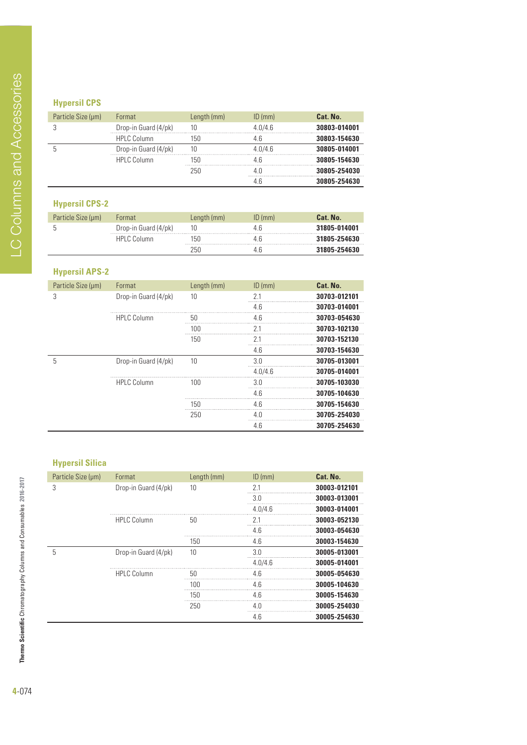### Hypersil CPS

| Particle Size (µm) | Format | Length (mm) | ID (mm) | Cat. No. |
|---|---|---|---|---|
| 3 | Drop-in Guard (4/pk) | 10 | 4.0/4.6 | **30803-014001** |
| | HPLC Column | 150 | 4.6 | **30803-154630** |
| 5 | Drop-in Guard (4/pk) | 10 | 4.0/4.6 | **30805-014001** |
| | HPLC Column | 150 | 4.6 | **30805-154630** |
| | | 250 | 4.0 | **30805-254030** |
| | | | 4.6 | **30805-254630** |

### Hypersil CPS-2

| Particle Size (µm) | Format | Length (mm) | ID (mm) | Cat. No. |
|---|---|---|---|---|
| 5 | Drop-in Guard (4/pk) | 10 | 4.6 | **31805-014001** |
| | HPLC Column | 150 | 4.6 | **31805-254630** |
| | | 250 | 4.6 | **31805-254630** |

### Hypersil APS-2

| Particle Size (µm) | Format | Length (mm) | ID (mm) | Cat. No. |
|---|---|---|---|---|
| 3 | Drop-in Guard (4/pk) | 10 | 2.1 | **30703-012101** |
| | | | 4.6 | **30703-014001** |
| | HPLC Column | 50 | 4.6 | **30703-054630** |
| | | 100 | 2.1 | **30703-102130** |
| | | 150 | 2.1 | **30703-152130** |
| | | | 4.6 | **30703-154630** |
| 5 | Drop-in Guard (4/pk) | 10 | 3.0 | **30705-013001** |
| | | | 4.0/4.6 | **30705-014001** |
| | HPLC Column | 100 | 3.0 | **30705-103030** |
| | | | 4.6 | **30705-104630** |
| | | 150 | 4.6 | **30705-154630** |
| | | 250 | 4.0 | **30705-254030** |
| | | | 4.6 | **30705-254630** |

### Hypersil Silica

| Particle Size (µm) | Format | Length (mm) | ID (mm) | Cat. No. |
|---|---|---|---|---|
| 3 | Drop-in Guard (4/pk) | 10 | 2.1 | **30003-012101** |
| | | | 3.0 | **30003-013001** |
| | | | 4.0/4.6 | **30003-014001** |
| | HPLC Column | 50 | 2.1 | **30003-052130** |
| | | | 4.6 | **30003-054630** |
| | | 150 | 4.6 | **30003-154630** |
| 5 | Drop-in Guard (4/pk) | 10 | 3.0 | **30005-013001** |
| | | | 4.0/4.6 | **30005-014001** |
| | HPLC Column | 50 | 4.6 | **30005-054630** |
| | | 100 | 4.6 | **30005-104630** |
| | | 150 | 4.6 | **30005-154630** |
| | | 250 | 4.0 | **30005-254030** |
| | | | 4.6 | **30005-254630** |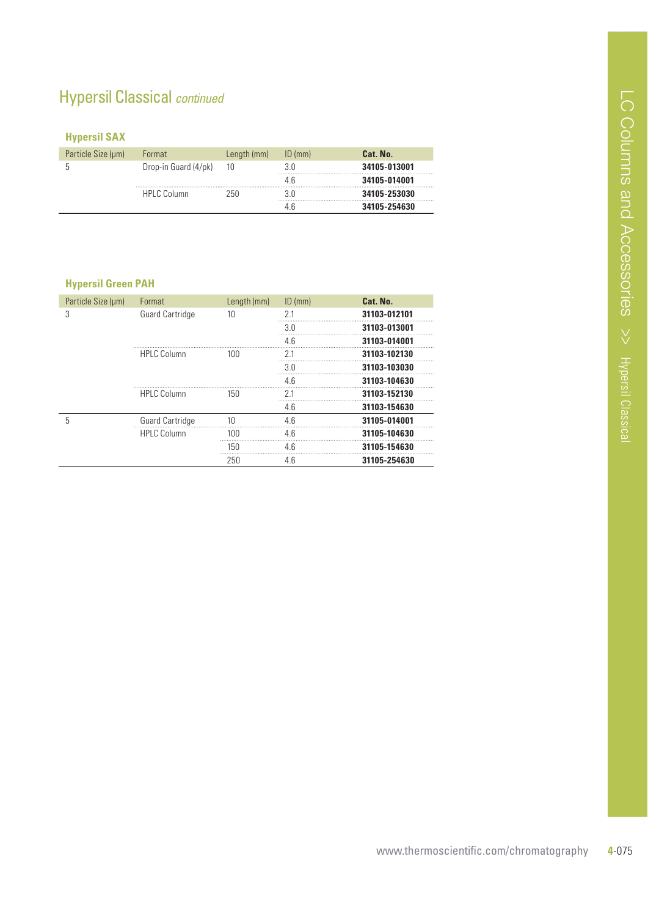# Hypersil Classical *continued*

### Hypersil SAX

| Particle Size (µm) | Format | Length (mm) | ID (mm) | Cat. No. |
|---|---|---|---|---|
| 5 | Drop-in Guard (4/pk) | 10 | 3.0 | **34105-013001** |
| | | | 4.6 | **34105-014001** |
| | HPLC Column | 250 | 3.0 | **34105-253030** |
| | | | 4.6 | **34105-254630** |

### Hypersil Green PAH

| Particle Size (µm) | Format | Length (mm) | ID (mm) | Cat. No. |
|---|---|---|---|---|
| 3 | Guard Cartridge | 10 | 2.1 | **31103-012101** |
| | | | 3.0 | **31103-013001** |
| | | | 4.6 | **31103-014001** |
| | HPLC Column | 100 | 2.1 | **31103-102130** |
| | | | 3.0 | **31103-103030** |
| | | | 4.6 | **31103-104630** |
| | HPLC Column | 150 | 2.1 | **31103-152130** |
| | | | 4.6 | **31103-154630** |
| 5 | Guard Cartridge | 10 | 4.6 | **31105-014001** |
| | HPLC Column | 100 | 4.6 | **31105-104630** |
| | | 150 | 4.6 | **31105-154630** |
| | | 250 | 4.6 | **31105-254630** |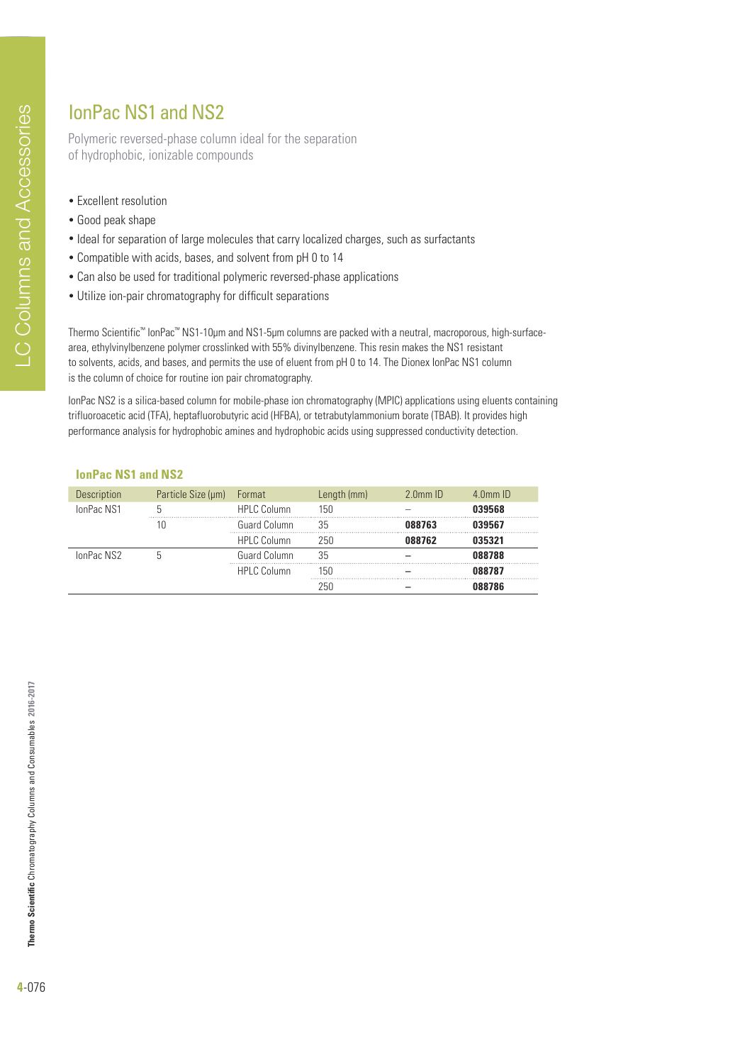# IonPac NS1 and NS2

Polymeric reversed-phase column ideal for the separation of hydrophobic, ionizable compounds

- Excellent resolution
- Good peak shape
- Ideal for separation of large molecules that carry localized charges, such as surfactants
- Compatible with acids, bases, and solvent from pH 0 to 14
- Can also be used for traditional polymeric reversed-phase applications
- Utilize ion-pair chromatography for difficult separations

Thermo Scientific™ IonPac™ NS1-10µm and NS1-5µm columns are packed with a neutral, macroporous, high-surface-area, ethylvinylbenzene polymer crosslinked with 55% divinylbenzene. This resin makes the NS1 resistant to solvents, acids, and bases, and permits the use of eluent from pH 0 to 14. The Dionex IonPac NS1 column is the column of choice for routine ion pair chromatography.

IonPac NS2 is a silica-based column for mobile-phase ion chromatography (MPIC) applications using eluents containing trifluoroacetic acid (TFA), heptafluorobutyric acid (HFBA), or tetrabutylammonium borate (TBAB). It provides high performance analysis for hydrophobic amines and hydrophobic acids using suppressed conductivity detection.

### IonPac NS1 and NS2

| Description | Particle Size (µm) | Format | Length (mm) | 2.0mm ID | 4.0mm ID |
|---|---|---|---|---|---|
| IonPac NS1 | 5 | HPLC Column | 150 | – | **039568** |
| | 10 | Guard Column | 35 | **088763** | **039567** |
| | | HPLC Column | 250 | **088762** | **035321** |
| IonPac NS2 | 5 | Guard Column | 35 | – | **088788** |
| | | HPLC Column | 150 | – | **088787** |
| | | | 250 | – | **088786** |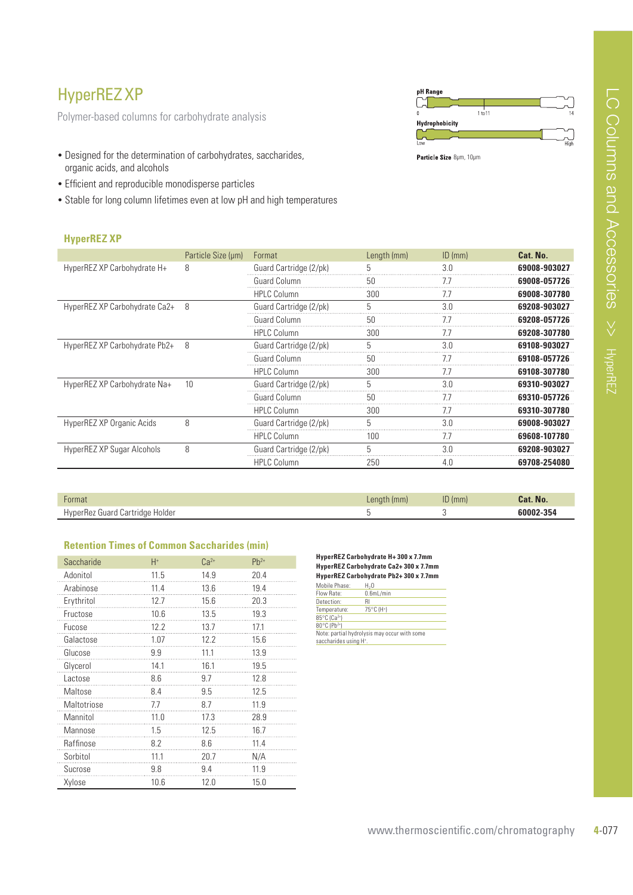# HyperREZ XP

Polymer-based columns for carbohydrate analysis

pH Range
0
1 to 11
14
Hydrophobicity
Low
High
**Particle Size** 8µm, 10µm

- Designed for the determination of carbohydrates, saccharides, organic acids, and alcohols
- Efficient and reproducible monodisperse particles
- Stable for long column lifetimes even at low pH and high temperatures

### HyperREZ XP

| | Particle Size (µm) | Format | Length (mm) | ID (mm) | Cat. No. |
|---|---|---|---|---|---|
| HyperREZ XP Carbohydrate H+ | 8 | Guard Cartridge (2/pk) | 5 | 3.0 | **69008-903027** |
| | | Guard Column | 50 | 7.7 | **69008-057726** |
| | | HPLC Column | 300 | 7.7 | **69008-307780** |
| HyperREZ XP Carbohydrate Ca2+ | 8 | Guard Cartridge (2/pk) | 5 | 3.0 | **69208-903027** |
| | | Guard Column | 50 | 7.7 | **69208-057726** |
| | | HPLC Column | 300 | 7.7 | **69208-307780** |
| HyperREZ XP Carbohydrate Pb2+ | 8 | Guard Cartridge (2/pk) | 5 | 3.0 | **69108-903027** |
| | | Guard Column | 50 | 7.7 | **69108-057726** |
| | | HPLC Column | 300 | 7.7 | **69108-307780** |
| HyperREZ XP Carbohydrate Na+ | 10 | Guard Cartridge (2/pk) | 5 | 3.0 | **69310-903027** |
| | | Guard Column | 50 | 7.7 | **69310-057726** |
| | | HPLC Column | 300 | 7.7 | **69310-307780** |
| HyperREZ XP Organic Acids | 8 | Guard Cartridge (2/pk) | 5 | 3.0 | **69008-903027** |
| | | HPLC Column | 100 | 7.7 | **69608-107780** |
| HyperREZ XP Sugar Alcohols | 8 | Guard Cartridge (2/pk) | 5 | 3.0 | **69208-903027** |
| | | HPLC Column | 250 | 4.0 | **69708-254080** |

| Format | Length (mm) | ID (mm) | Cat. No. |
|---|---|---|---|
| HyperRez Guard Cartridge Holder | 5 | 3 | **60002-354** |

### Retention Times of Common Saccharides (min)

| Saccharide | $H^{+}$ | $Ca^{2+}$ | $Pb^{2+}$ |
|---|---|---|---|
| Adonitol | 11.5 | 14.9 | 20.4 |
| Arabinose | 11.4 | 13.6 | 19.4 |
| Erythritol | 12.7 | 15.6 | 20.3 |
| Fructose | 10.6 | 13.5 | 19.3 |
| Fucose | 12.2 | 13.7 | 17.1 |
| Galactose | 1.07 | 12.2 | 15.6 |
| Glucose | 9.9 | 11.1 | 13.9 |
| Glycerol | 14.1 | 16.1 | 19.5 |
| Lactose | 8.6 | 9.7 | 12.8 |
| Maltose | 8.4 | 9.5 | 12.5 |
| Maltotriose | 7.7 | 8.7 | 11.9 |
| Mannitol | 11.0 | 17.3 | 28.9 |
| Mannose | 1.5 | 12.5 | 16.7 |
| Raffinose | 8.2 | 8.6 | 11.4 |
| Sorbitol | 11.1 | 20.7 | N/A |
| Sucrose | 9.8 | 9.4 | 11.9 |
| Xylose | 10.6 | 12.0 | 15.0 |

**HyperREZ Carbohydrate H+ 300 x 7.7mm**
**HyperREZ Carbohydrate Ca2+ 300 x 7.7mm**
**HyperREZ Carbohydrate Pb2+ 300 x 7.7mm**

| | |
|---|---|
| Mobile Phase: | $H_2O$ |
| Flow Rate: | 0.6mL/min |
| Detection: | RI |
| Temperature: | 75°C ($H^{+}$) |
| 85°C ($Ca^{2+}$) | |
| 80°C ($Pb^{2+}$) | |

Note: partial hydrolysis may occur with some saccharides using $H^{+}$.